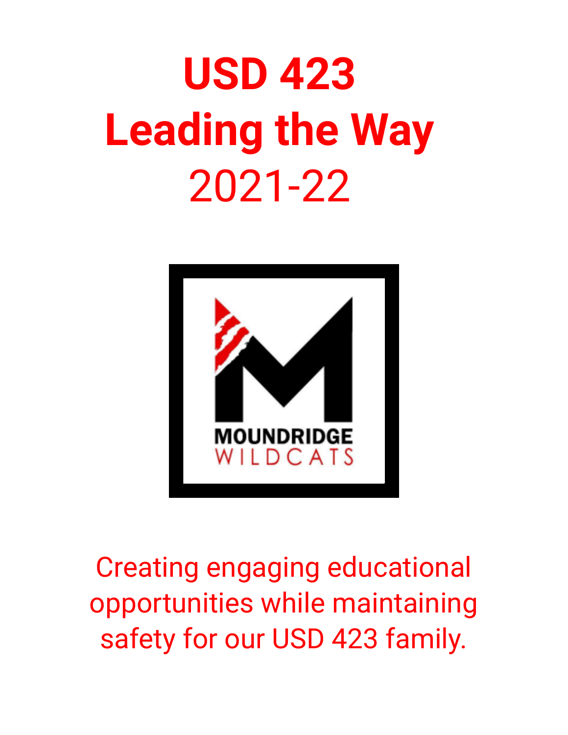# USD 423
# Leading the Way
## 2021-22

MOUNDRIDGE
WILDCATS

Creating engaging educational opportunities while maintaining safety for our USD 423 family.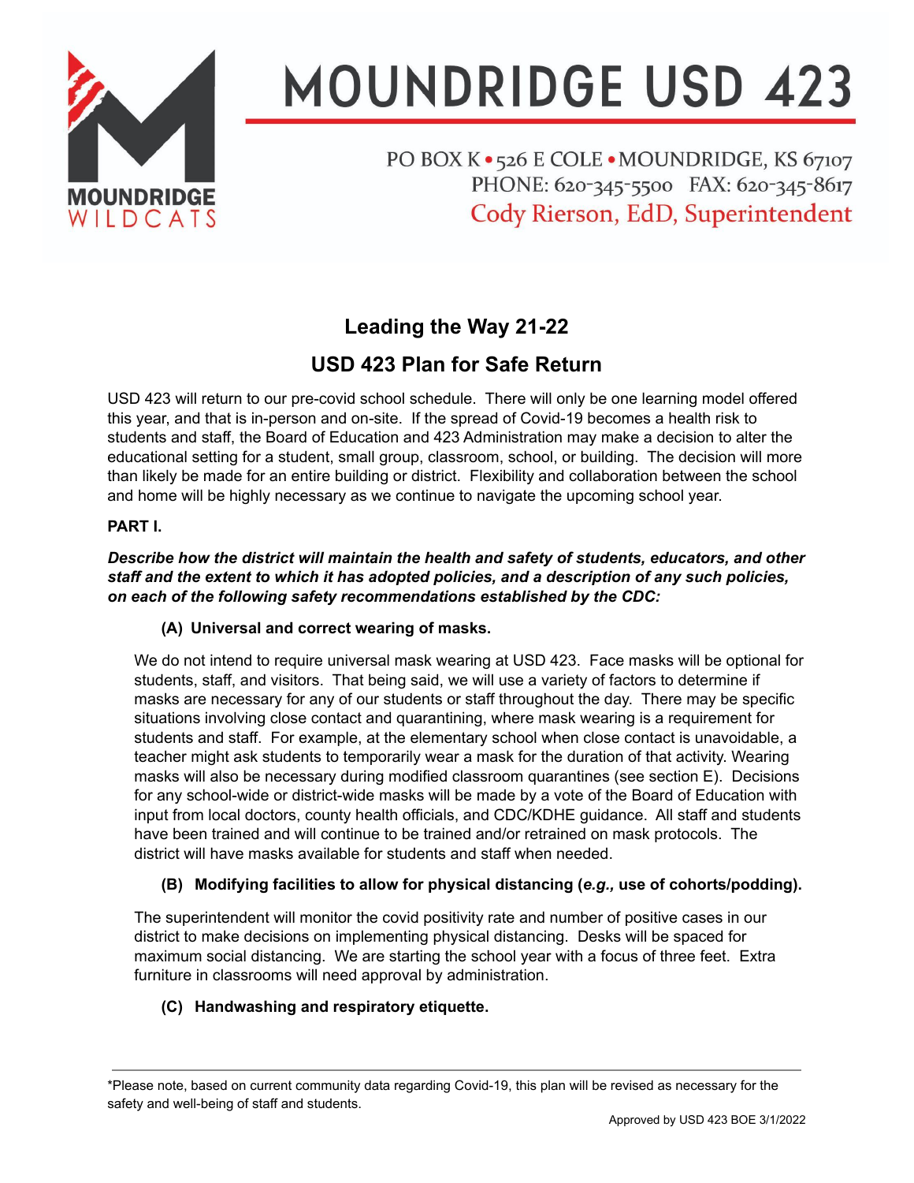# MOUNDRIDGE USD 423

PO BOX K • 526 E COLE • MOUNDRIDGE, KS 67107
PHONE: 620-345-5500 FAX: 620-345-8617
Cody Rierson, EdD, Superintendent

## Leading the Way 21-22

## USD 423 Plan for Safe Return

USD 423 will return to our pre-covid school schedule. There will only be one learning model offered this year, and that is in-person and on-site. If the spread of Covid-19 becomes a health risk to students and staff, the Board of Education and 423 Administration may make a decision to alter the educational setting for a student, small group, classroom, school, or building. The decision will more than likely be made for an entire building or district. Flexibility and collaboration between the school and home will be highly necessary as we continue to navigate the upcoming school year.

**PART I.**

***Describe how the district will maintain the health and safety of students, educators, and other staff and the extent to which it has adopted policies, and a description of any such policies, on each of the following safety recommendations established by the CDC:***

**(A) Universal and correct wearing of masks.**

We do not intend to require universal mask wearing at USD 423. Face masks will be optional for students, staff, and visitors. That being said, we will use a variety of factors to determine if masks are necessary for any of our students or staff throughout the day. There may be specific situations involving close contact and quarantining, where mask wearing is a requirement for students and staff. For example, at the elementary school when close contact is unavoidable, a teacher might ask students to temporarily wear a mask for the duration of that activity. Wearing masks will also be necessary during modified classroom quarantines (see section E). Decisions for any school-wide or district-wide masks will be made by a vote of the Board of Education with input from local doctors, county health officials, and CDC/KDHE guidance. All staff and students have been trained and will continue to be trained and/or retrained on mask protocols. The district will have masks available for students and staff when needed.

**(B) Modifying facilities to allow for physical distancing (*e.g.,* use of cohorts/podding).**

The superintendent will monitor the covid positivity rate and number of positive cases in our district to make decisions on implementing physical distancing. Desks will be spaced for maximum social distancing. We are starting the school year with a focus of three feet. Extra furniture in classrooms will need approval by administration.

**(C) Handwashing and respiratory etiquette.**

---

*Please note, based on current community data regarding Covid-19, this plan will be revised as necessary for the safety and well-being of staff and students.

Approved by USD 423 BOE 3/1/2022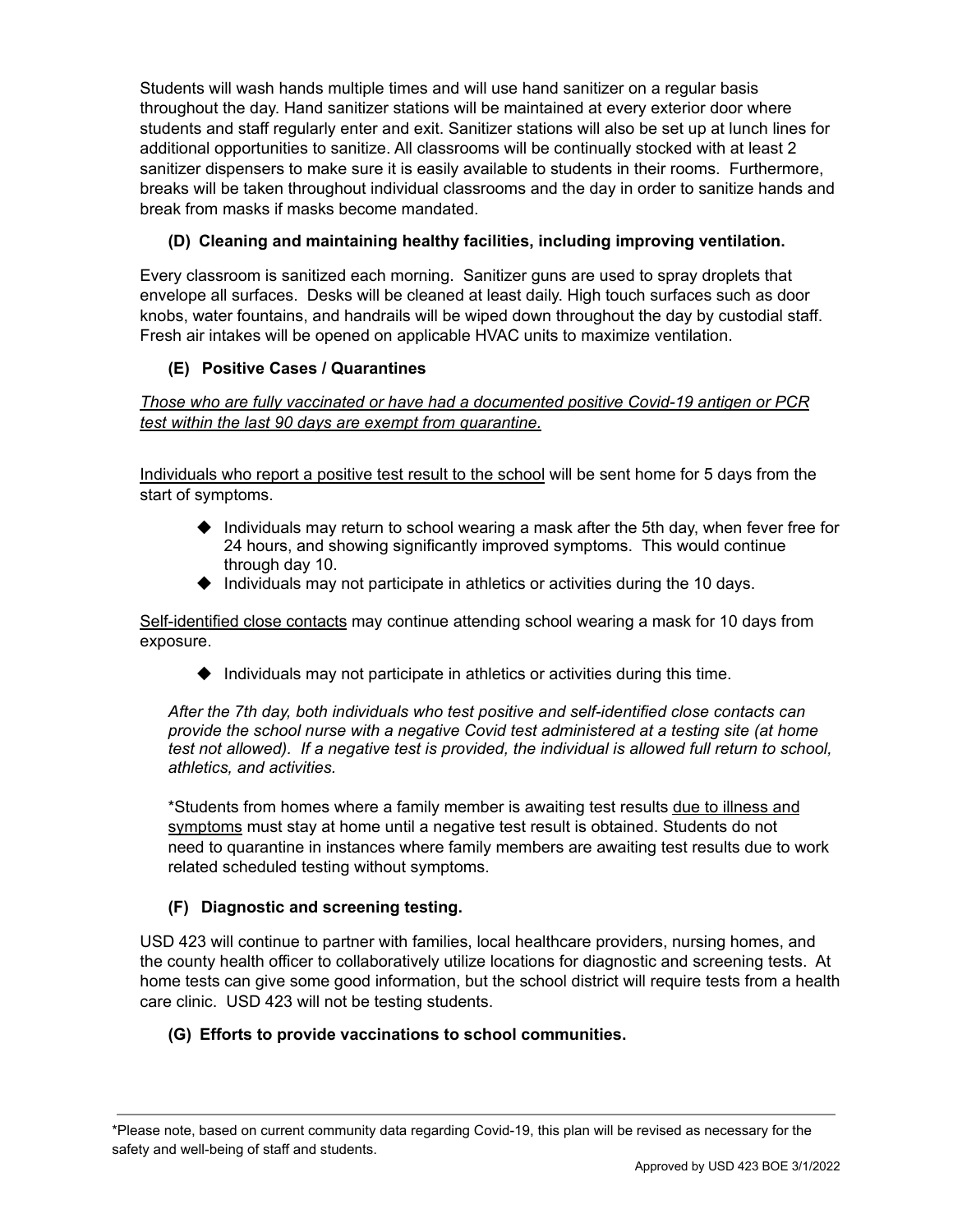Students will wash hands multiple times and will use hand sanitizer on a regular basis throughout the day. Hand sanitizer stations will be maintained at every exterior door where students and staff regularly enter and exit. Sanitizer stations will also be set up at lunch lines for additional opportunities to sanitize. All classrooms will be continually stocked with at least 2 sanitizer dispensers to make sure it is easily available to students in their rooms. Furthermore, breaks will be taken throughout individual classrooms and the day in order to sanitize hands and break from masks if masks become mandated.

### (D) Cleaning and maintaining healthy facilities, including improving ventilation.

Every classroom is sanitized each morning. Sanitizer guns are used to spray droplets that envelope all surfaces. Desks will be cleaned at least daily. High touch surfaces such as door knobs, water fountains, and handrails will be wiped down throughout the day by custodial staff. Fresh air intakes will be opened on applicable HVAC units to maximize ventilation.

### (E) Positive Cases / Quarantines

*Those who are fully vaccinated or have had a documented positive Covid-19 antigen or PCR test within the last 90 days are exempt from quarantine.*

Individuals who report a positive test result to the school will be sent home for 5 days from the start of symptoms.

- Individuals may return to school wearing a mask after the 5th day, when fever free for 24 hours, and showing significantly improved symptoms. This would continue through day 10.
- Individuals may not participate in athletics or activities during the 10 days.

Self-identified close contacts may continue attending school wearing a mask for 10 days from exposure.

- Individuals may not participate in athletics or activities during this time.

*After the 7th day, both individuals who test positive and self-identified close contacts can provide the school nurse with a negative Covid test administered at a testing site (at home test not allowed). If a negative test is provided, the individual is allowed full return to school, athletics, and activities.*

*Students from homes where a family member is awaiting test results due to illness and symptoms must stay at home until a negative test result is obtained. Students do not need to quarantine in instances where family members are awaiting test results due to work related scheduled testing without symptoms.

### (F) Diagnostic and screening testing.

USD 423 will continue to partner with families, local healthcare providers, nursing homes, and the county health officer to collaboratively utilize locations for diagnostic and screening tests. At home tests can give some good information, but the school district will require tests from a health care clinic. USD 423 will not be testing students.

### (G) Efforts to provide vaccinations to school communities.

*Please note, based on current community data regarding Covid-19, this plan will be revised as necessary for the safety and well-being of staff and students.

Approved by USD 423 BOE 3/1/2022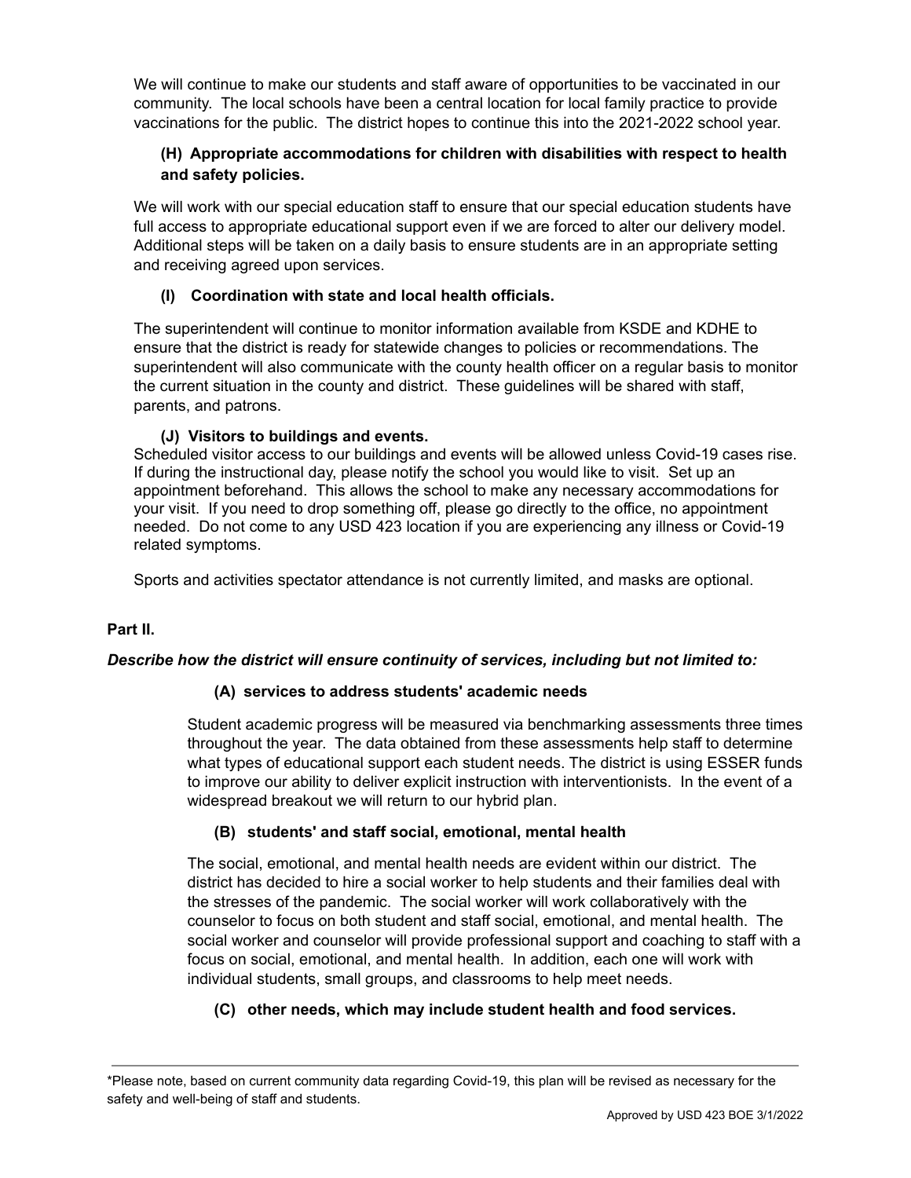We will continue to make our students and staff aware of opportunities to be vaccinated in our community. The local schools have been a central location for local family practice to provide vaccinations for the public. The district hopes to continue this into the 2021-2022 school year.

**(H) Appropriate accommodations for children with disabilities with respect to health and safety policies.**

We will work with our special education staff to ensure that our special education students have full access to appropriate educational support even if we are forced to alter our delivery model. Additional steps will be taken on a daily basis to ensure students are in an appropriate setting and receiving agreed upon services.

**(I) Coordination with state and local health officials.**

The superintendent will continue to monitor information available from KSDE and KDHE to ensure that the district is ready for statewide changes to policies or recommendations. The superintendent will also communicate with the county health officer on a regular basis to monitor the current situation in the county and district. These guidelines will be shared with staff, parents, and patrons.

**(J) Visitors to buildings and events.**

Scheduled visitor access to our buildings and events will be allowed unless Covid-19 cases rise. If during the instructional day, please notify the school you would like to visit. Set up an appointment beforehand. This allows the school to make any necessary accommodations for your visit. If you need to drop something off, please go directly to the office, no appointment needed. Do not come to any USD 423 location if you are experiencing any illness or Covid-19 related symptoms.

Sports and activities spectator attendance is not currently limited, and masks are optional.

**Part II.**

***Describe how the district will ensure continuity of services, including but not limited to:***

**(A) services to address students' academic needs**

Student academic progress will be measured via benchmarking assessments three times throughout the year. The data obtained from these assessments help staff to determine what types of educational support each student needs. The district is using ESSER funds to improve our ability to deliver explicit instruction with interventionists. In the event of a widespread breakout we will return to our hybrid plan.

**(B) students' and staff social, emotional, mental health**

The social, emotional, and mental health needs are evident within our district. The district has decided to hire a social worker to help students and their families deal with the stresses of the pandemic. The social worker will work collaboratively with the counselor to focus on both student and staff social, emotional, and mental health. The social worker and counselor will provide professional support and coaching to staff with a focus on social, emotional, and mental health. In addition, each one will work with individual students, small groups, and classrooms to help meet needs.

**(C) other needs, which may include student health and food services.**

---

*Please note, based on current community data regarding Covid-19, this plan will be revised as necessary for the safety and well-being of staff and students.

Approved by USD 423 BOE 3/1/2022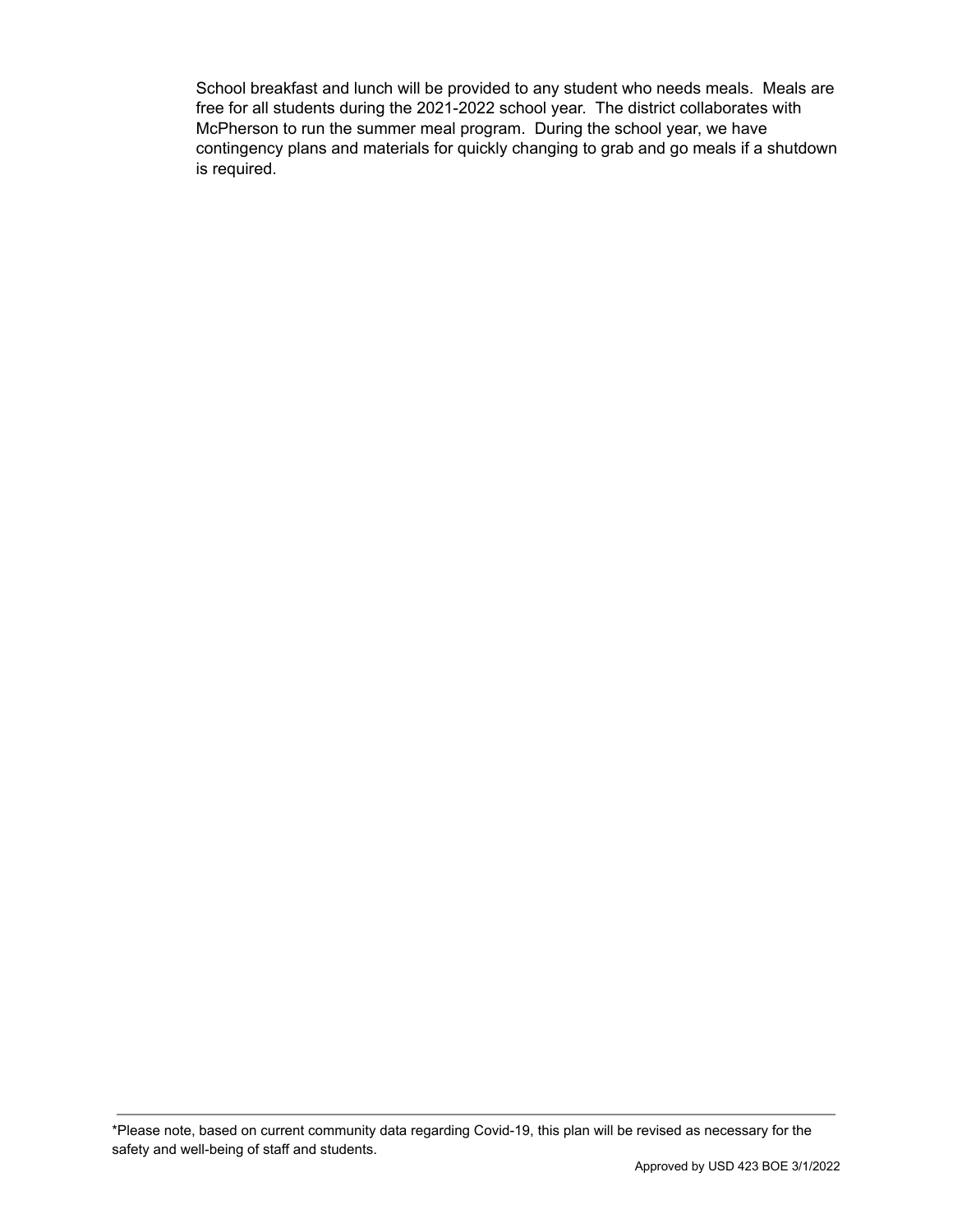School breakfast and lunch will be provided to any student who needs meals. Meals are free for all students during the 2021-2022 school year. The district collaborates with McPherson to run the summer meal program. During the school year, we have contingency plans and materials for quickly changing to grab and go meals if a shutdown is required.

---

*Please note, based on current community data regarding Covid-19, this plan will be revised as necessary for the safety and well-being of staff and students.

Approved by USD 423 BOE 3/1/2022